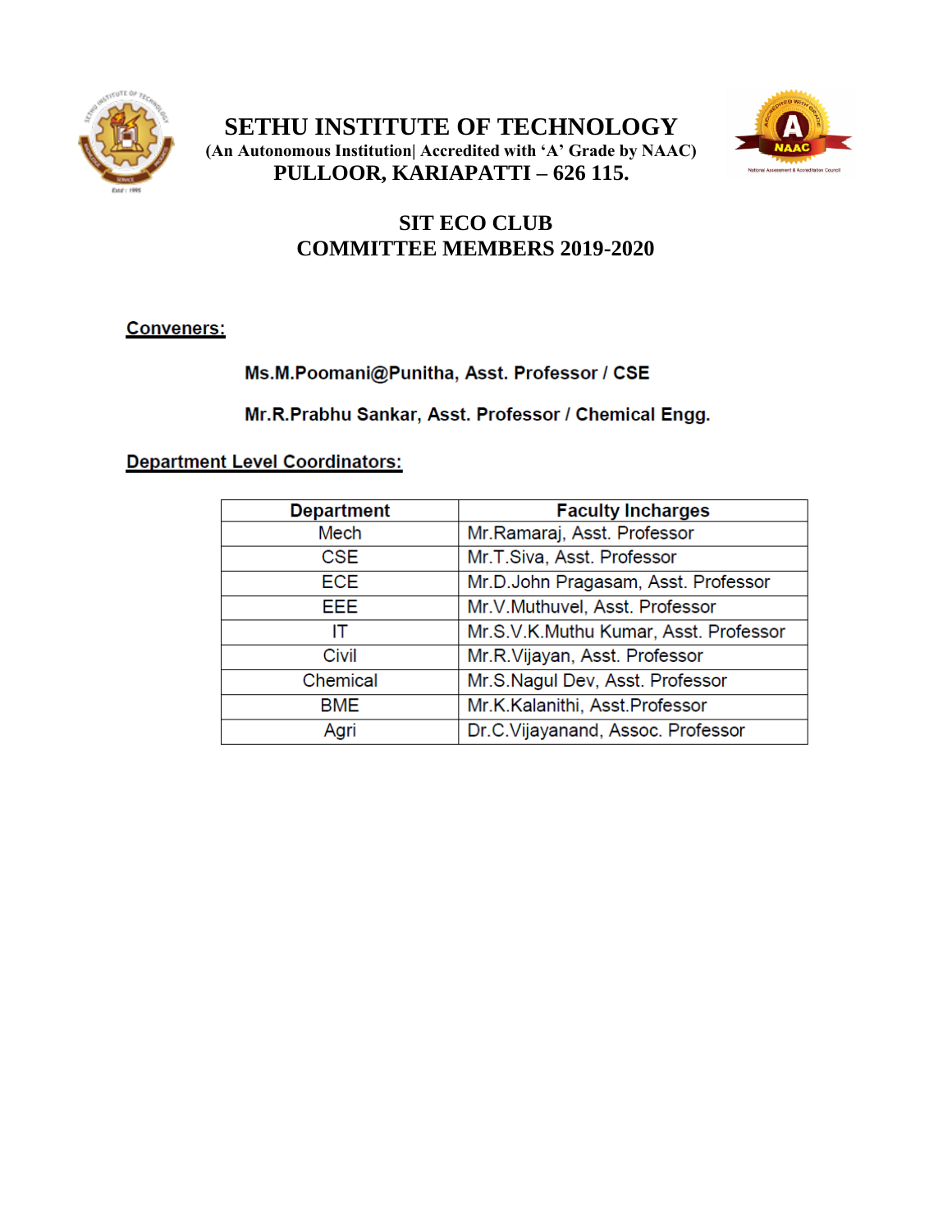# SETHU INSTITUTE OF TECHNOLOGY

**(An Autonomous Institution| Accredited with 'A' Grade by NAAC)**

**PULLOOR, KARIAPATTI – 626 115.**

## SIT ECO CLUB
## COMMITTEE MEMBERS 2019-2020

**Conveners:**

**Ms.M.Poomani@Punitha, Asst. Professor / CSE**

**Mr.R.Prabhu Sankar, Asst. Professor / Chemical Engg.**

**Department Level Coordinators:**

| Department | Faculty Incharges |
|---|---|
| Mech | Mr.Ramaraj, Asst. Professor |
| CSE | Mr.T.Siva, Asst. Professor |
| ECE | Mr.D.John Pragasam, Asst. Professor |
| EEE | Mr.V.Muthuvel, Asst. Professor |
| IT | Mr.S.V.K.Muthu Kumar, Asst. Professor |
| Civil | Mr.R.Vijayan, Asst. Professor |
| Chemical | Mr.S.Nagul Dev, Asst. Professor |
| BME | Mr.K.Kalanithi, Asst.Professor |
| Agri | Dr.C.Vijayanand, Assoc. Professor |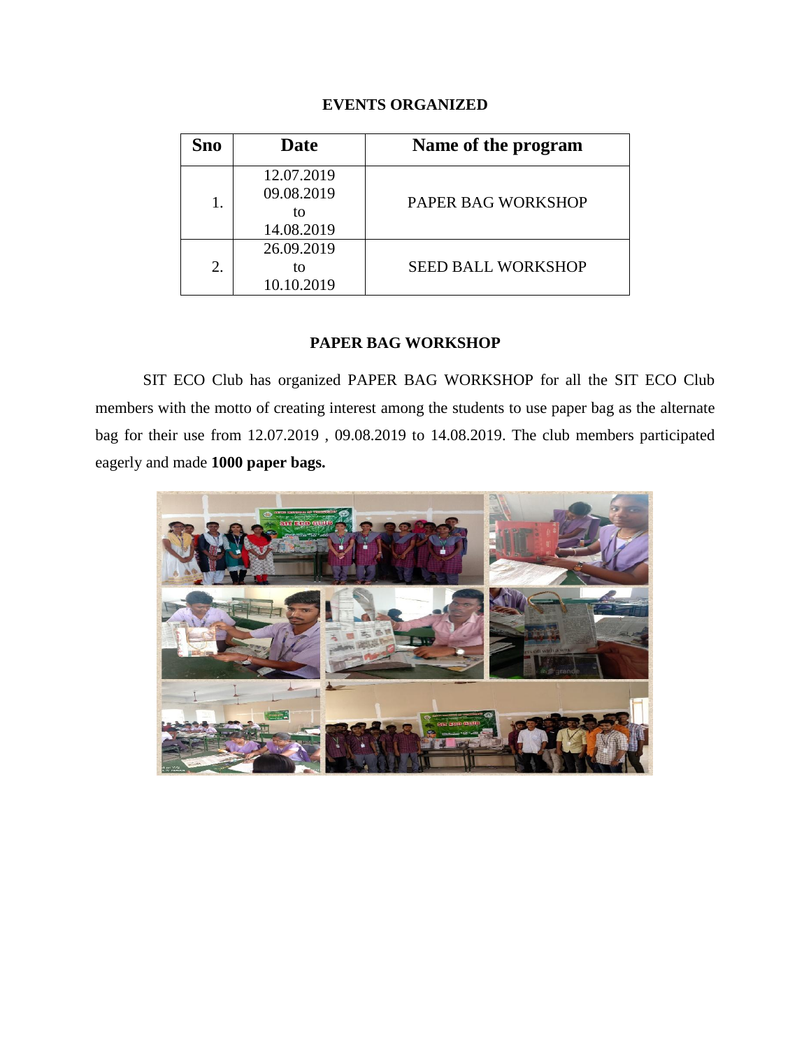## EVENTS ORGANIZED

| Sno | Date | Name of the program |
|---|---|---|
| 1. | 12.07.2019<br>09.08.2019<br>to<br>14.08.2019 | PAPER BAG WORKSHOP |
| 2. | 26.09.2019<br>to<br>10.10.2019 | SEED BALL WORKSHOP |

## PAPER BAG WORKSHOP

SIT ECO Club has organized PAPER BAG WORKSHOP for all the SIT ECO Club members with the motto of creating interest among the students to use paper bag as the alternate bag for their use from 12.07.2019 , 09.08.2019 to 14.08.2019. The club members participated eagerly and made **1000 paper bags.**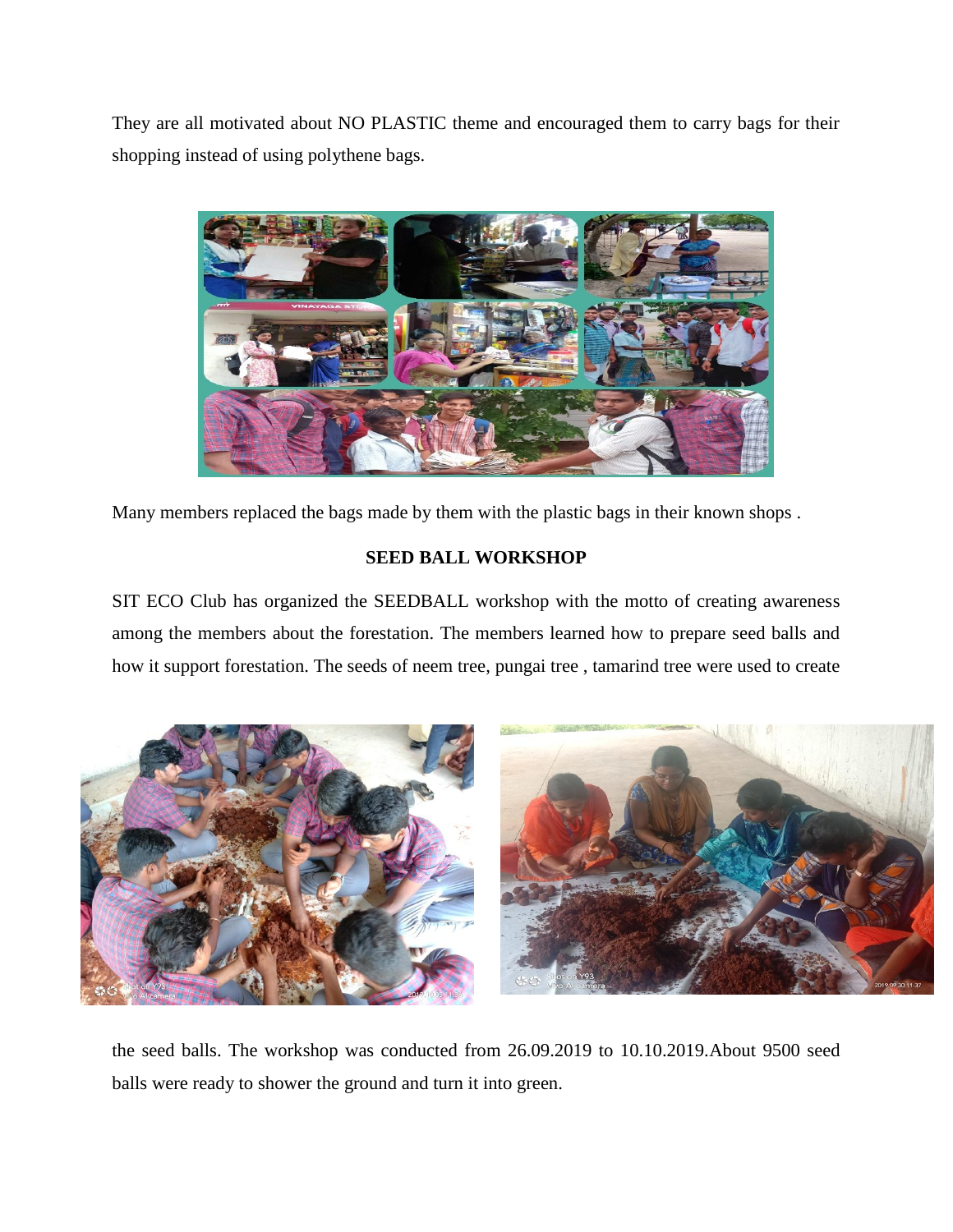They are all motivated about NO PLASTIC theme and encouraged them to carry bags for their shopping instead of using polythene bags.

Many members replaced the bags made by them with the plastic bags in their known shops .

**SEED BALL WORKSHOP**

SIT ECO Club has organized the SEEDBALL workshop with the motto of creating awareness among the members about the forestation. The members learned how to prepare seed balls and how it support forestation. The seeds of neem tree, pungai tree , tamarind tree were used to create the seed balls. The workshop was conducted from 26.09.2019 to 10.10.2019.About 9500 seed balls were ready to shower the ground and turn it into green.